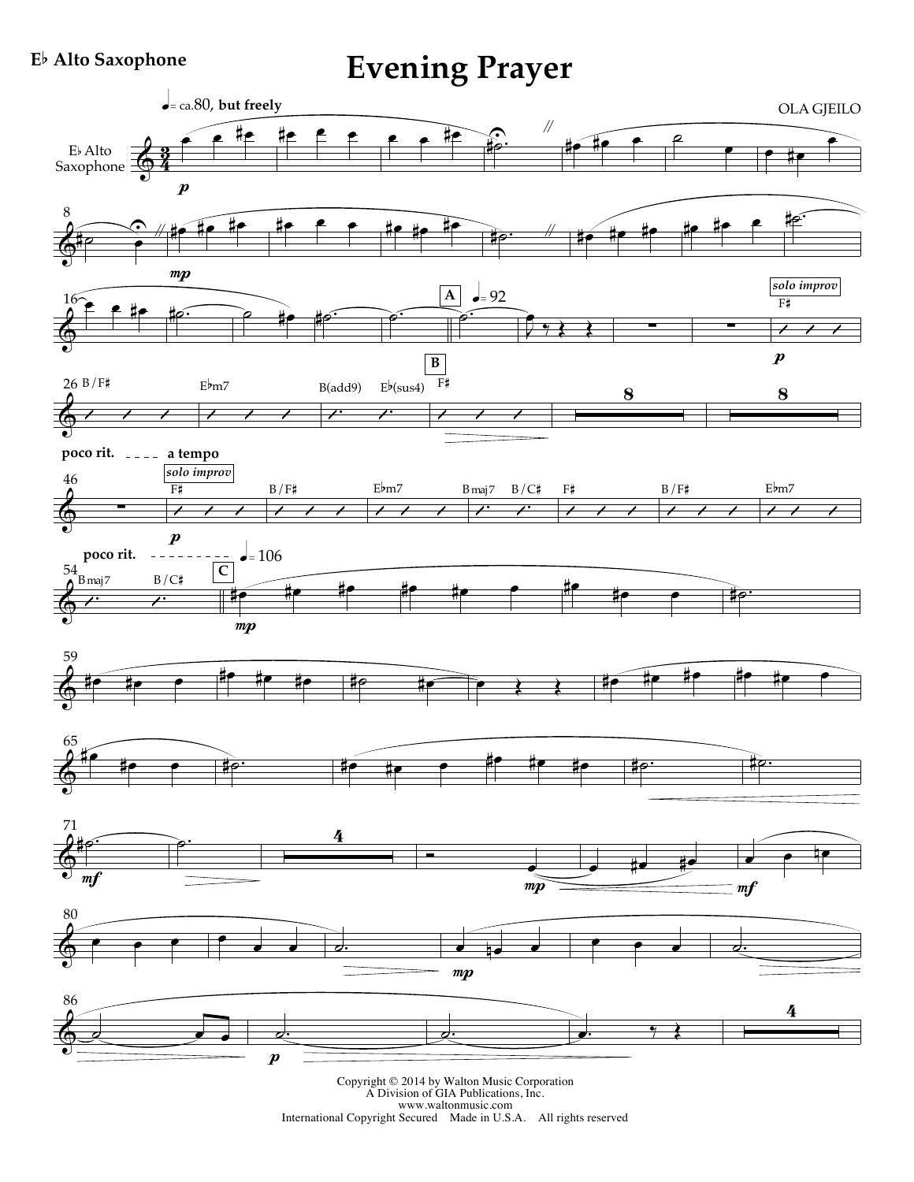**E♭ Alto Saxophone**

# Evening Prayer

OLA GJEILO

Copyright © 2014 by Walton Music Corporation
A Division of GIA Publications, Inc.
www.waltonmusic.com
International Copyright Secured    Made in U.S.A.    All rights reserved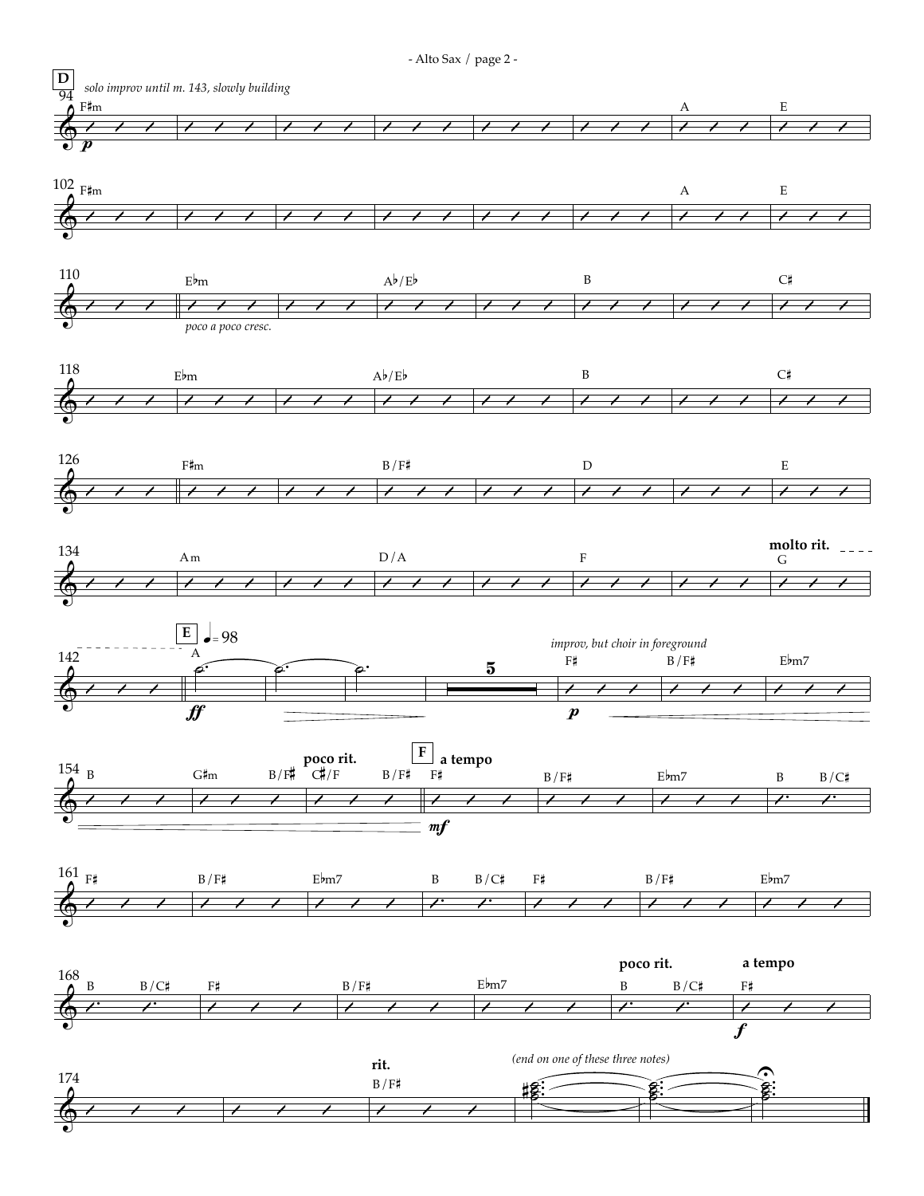D

*solo improv until m. 143, slowly building*

94 F♯m — A — E

*p*

102 F♯m — A — E

110 E♭m — A♭/E♭ — B — C♯

*poco a poco cresc.*

118 E♭m — A♭/E♭ — B — C♯

126 F♯m — B/F♯ — D — E

134 Am — D/A — F — G

**molto rit.**

142

E ♩= 98

A

*ff*

5

*improv, but choir in foreground*

F♯ — B/F♯ — E♭m7

*p*

154 B — G♯m — B/F♯ — C♯/F — B/F♯

**poco rit.**

F **a tempo**

F♯ — B/F♯ — E♭m7 — B — B/C♯

*mf*

161 F♯ — B/F♯ — E♭m7 — B — B/C♯ — F♯ — B/F♯ — E♭m7

168 B — B/C♯ — F♯ — B/F♯ — E♭m7 — B — B/C♯ — F♯

**poco rit.** **a tempo**

*f*

174

**rit.**

B/F♯

*(end on one of these three notes)*